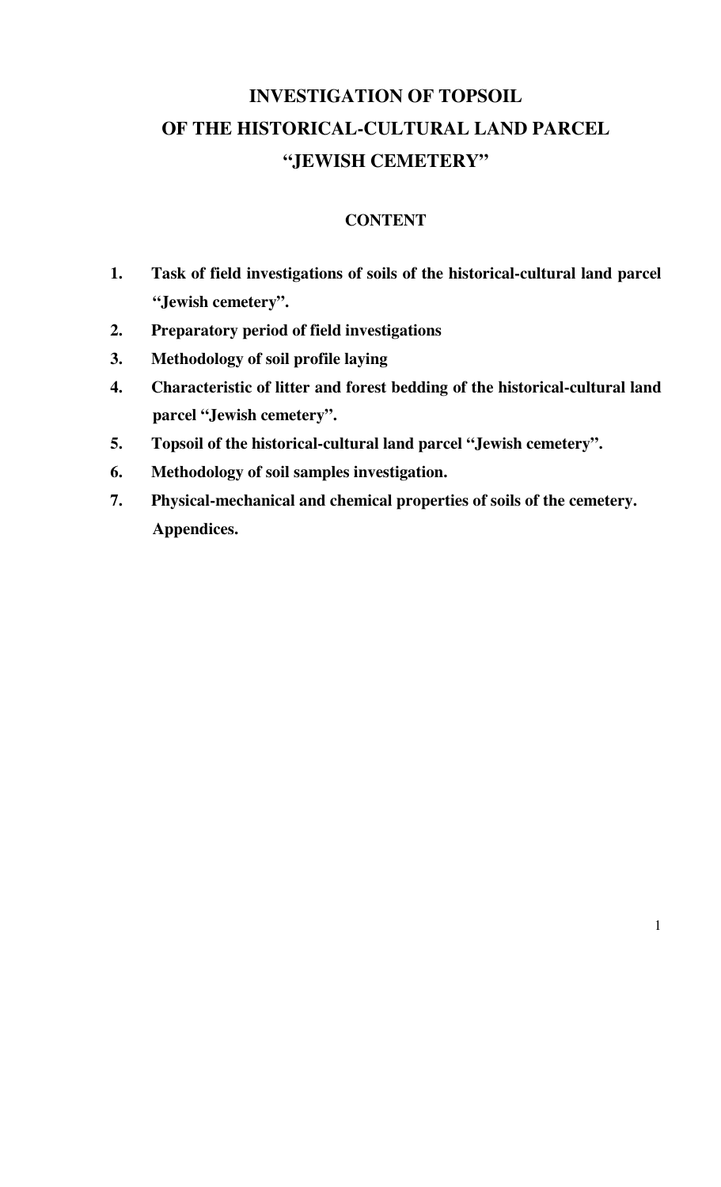# INVESTIGATION OF TOPSOIL OF THE HISTORICAL-CULTURAL LAND PARCEL "JEWISH CEMETERY"

## CONTENT

1. **Task of field investigations of soils of the historical-cultural land parcel "Jewish cemetery".**
2. **Preparatory period of field investigations**
3. **Methodology of soil profile laying**
4. **Characteristic of litter and forest bedding of the historical-cultural land parcel "Jewish cemetery".**
5. **Topsoil of the historical-cultural land parcel "Jewish cemetery".**
6. **Methodology of soil samples investigation.**
7. **Physical-mechanical and chemical properties of soils of the cemetery.**

**Appendices.**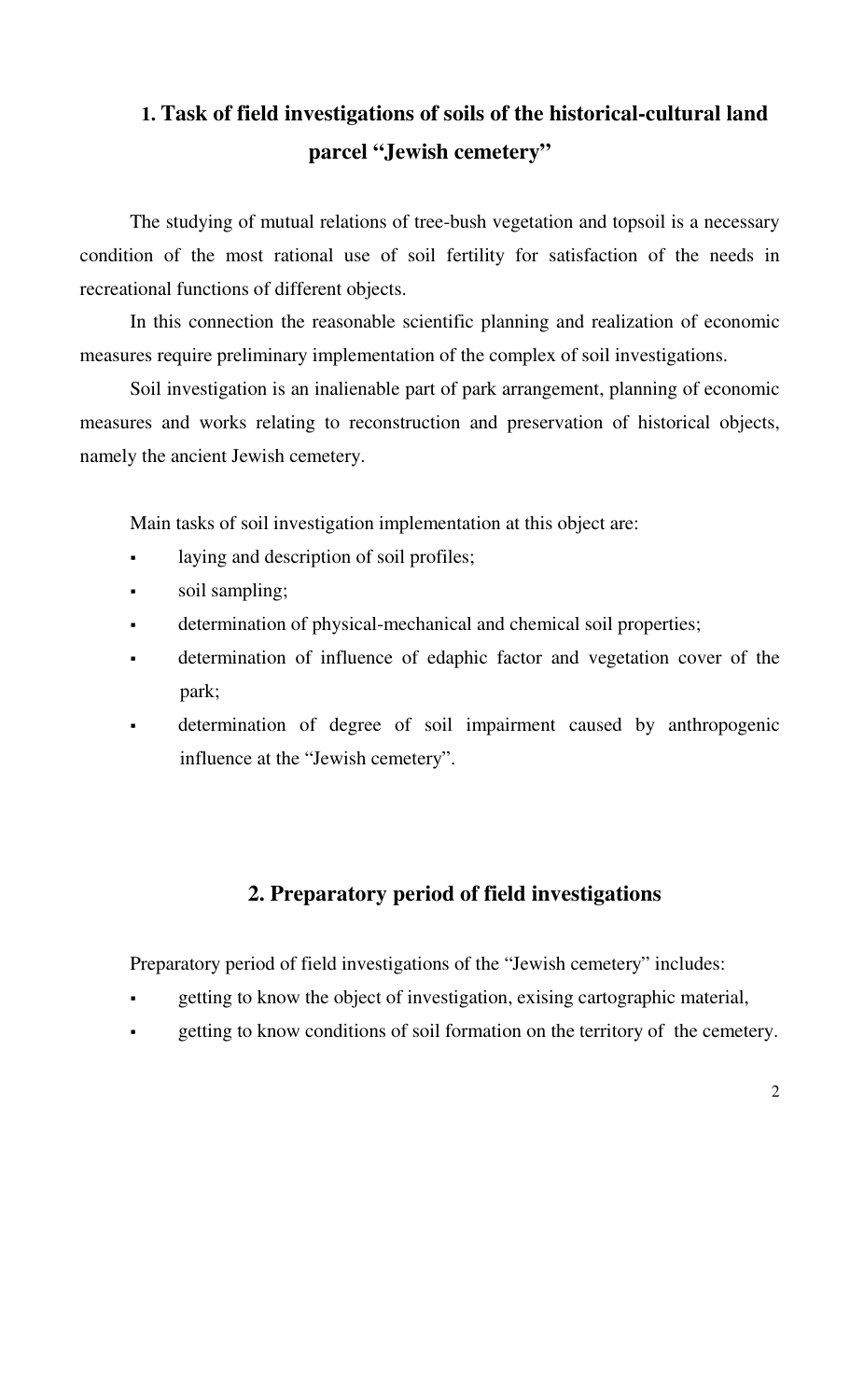## 1. Task of field investigations of soils of the historical-cultural land parcel "Jewish cemetery"

The studying of mutual relations of tree-bush vegetation and topsoil is a necessary condition of the most rational use of soil fertility for satisfaction of the needs in recreational functions of different objects.

In this connection the reasonable scientific planning and realization of economic measures require preliminary implementation of the complex of soil investigations.

Soil investigation is an inalienable part of park arrangement, planning of economic measures and works relating to reconstruction and preservation of historical objects, namely the ancient Jewish cemetery.

Main tasks of soil investigation implementation at this object are:

- laying and description of soil profiles;
- soil sampling;
- determination of physical-mechanical and chemical soil properties;
- determination of influence of edaphic factor and vegetation cover of the park;
- determination of degree of soil impairment caused by anthropogenic influence at the "Jewish cemetery".

## 2. Preparatory period of field investigations

Preparatory period of field investigations of the "Jewish cemetery" includes:

- getting to know the object of investigation, exising cartographic material,
- getting to know conditions of soil formation on the territory of the cemetery.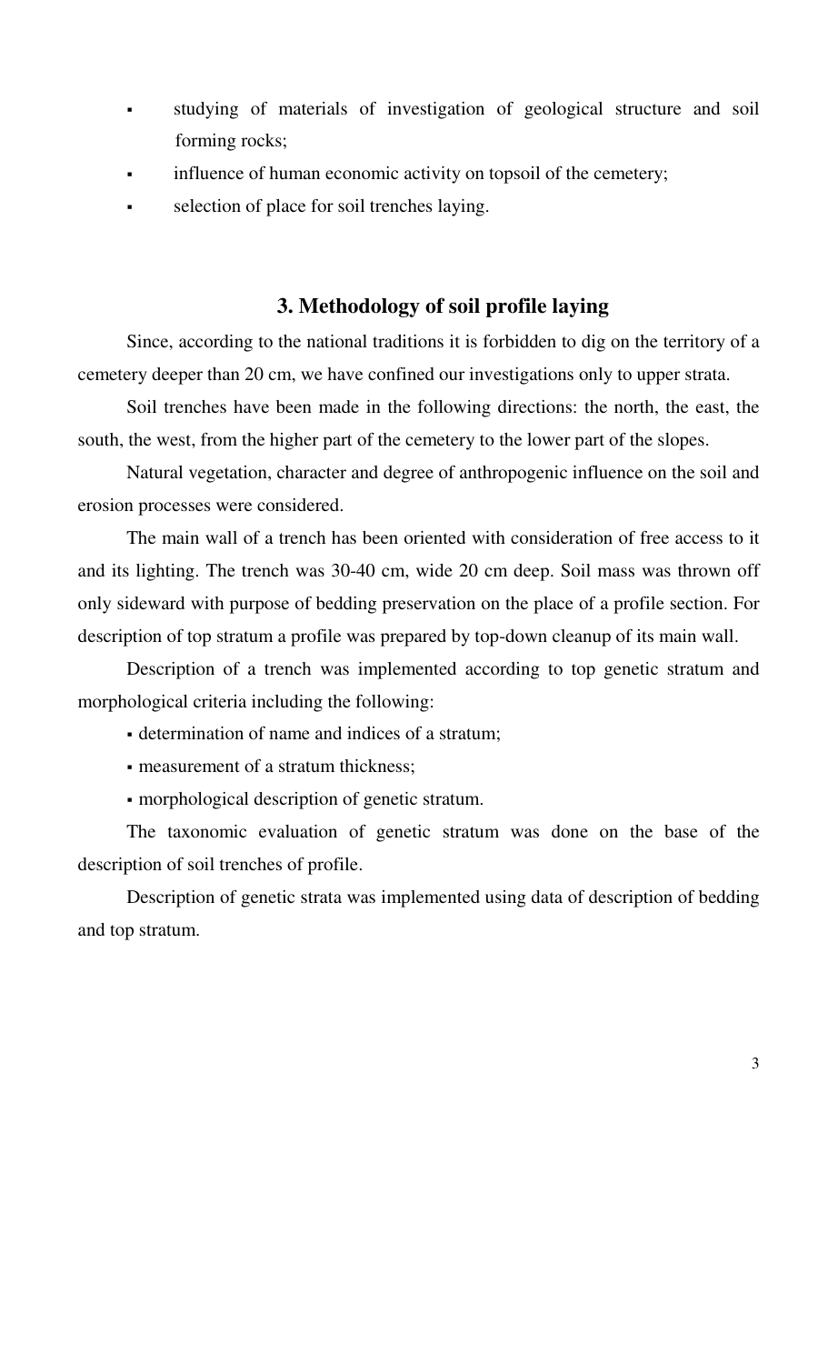- studying of materials of investigation of geological structure and soil forming rocks;
- influence of human economic activity on topsoil of the cemetery;
- selection of place for soil trenches laying.

## 3. Methodology of soil profile laying

Since, according to the national traditions it is forbidden to dig on the territory of a cemetery deeper than 20 cm, we have confined our investigations only to upper strata.

Soil trenches have been made in the following directions: the north, the east, the south, the west, from the higher part of the cemetery to the lower part of the slopes.

Natural vegetation, character and degree of anthropogenic influence on the soil and erosion processes were considered.

The main wall of a trench has been oriented with consideration of free access to it and its lighting. The trench was 30-40 cm, wide 20 cm deep. Soil mass was thrown off only sideward with purpose of bedding preservation on the place of a profile section. For description of top stratum a profile was prepared by top-down cleanup of its main wall.

Description of a trench was implemented according to top genetic stratum and morphological criteria including the following:

- determination of name and indices of a stratum;
- measurement of a stratum thickness;
- morphological description of genetic stratum.

The taxonomic evaluation of genetic stratum was done on the base of the description of soil trenches of profile.

Description of genetic strata was implemented using data of description of bedding and top stratum.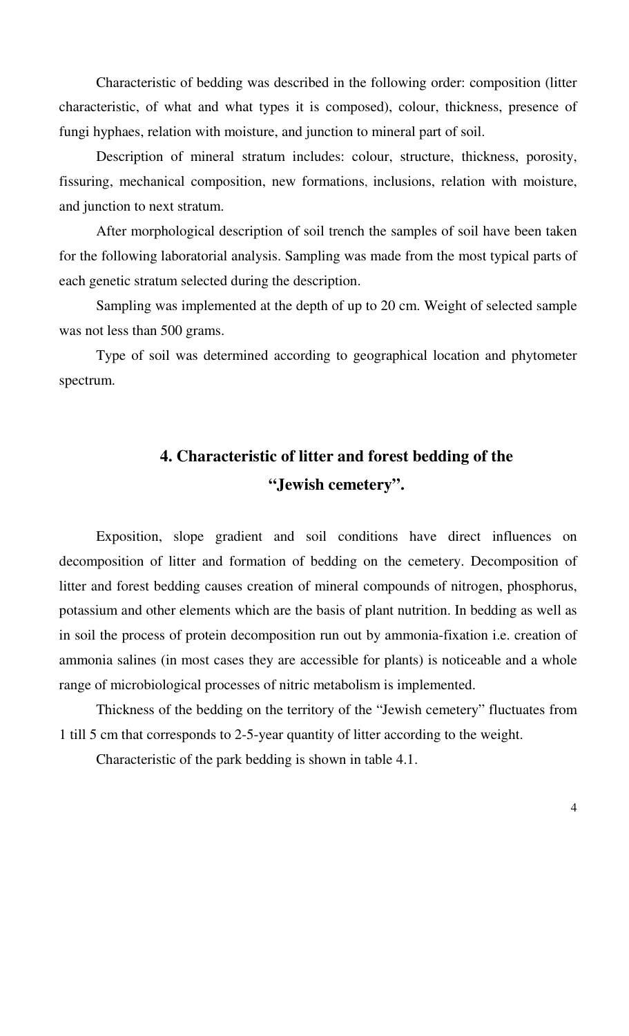Characteristic of bedding was described in the following order: composition (litter characteristic, of what and what types it is composed), colour, thickness, presence of fungi hyphaes, relation with moisture, and junction to mineral part of soil.

Description of mineral stratum includes: colour, structure, thickness, porosity, fissuring, mechanical composition, new formations, inclusions, relation with moisture, and junction to next stratum.

After morphological description of soil trench the samples of soil have been taken for the following laboratorial analysis. Sampling was made from the most typical parts of each genetic stratum selected during the description.

Sampling was implemented at the depth of up to 20 cm. Weight of selected sample was not less than 500 grams.

Type of soil was determined according to geographical location and phytometer spectrum.

## 4. Characteristic of litter and forest bedding of the "Jewish cemetery".

Exposition, slope gradient and soil conditions have direct influences on decomposition of litter and formation of bedding on the cemetery. Decomposition of litter and forest bedding causes creation of mineral compounds of nitrogen, phosphorus, potassium and other elements which are the basis of plant nutrition. In bedding as well as in soil the process of protein decomposition run out by ammonia-fixation i.e. creation of ammonia salines (in most cases they are accessible for plants) is noticeable and a whole range of microbiological processes of nitric metabolism is implemented.

Thickness of the bedding on the territory of the "Jewish cemetery" fluctuates from 1 till 5 cm that corresponds to 2-5-year quantity of litter according to the weight.

Characteristic of the park bedding is shown in table 4.1.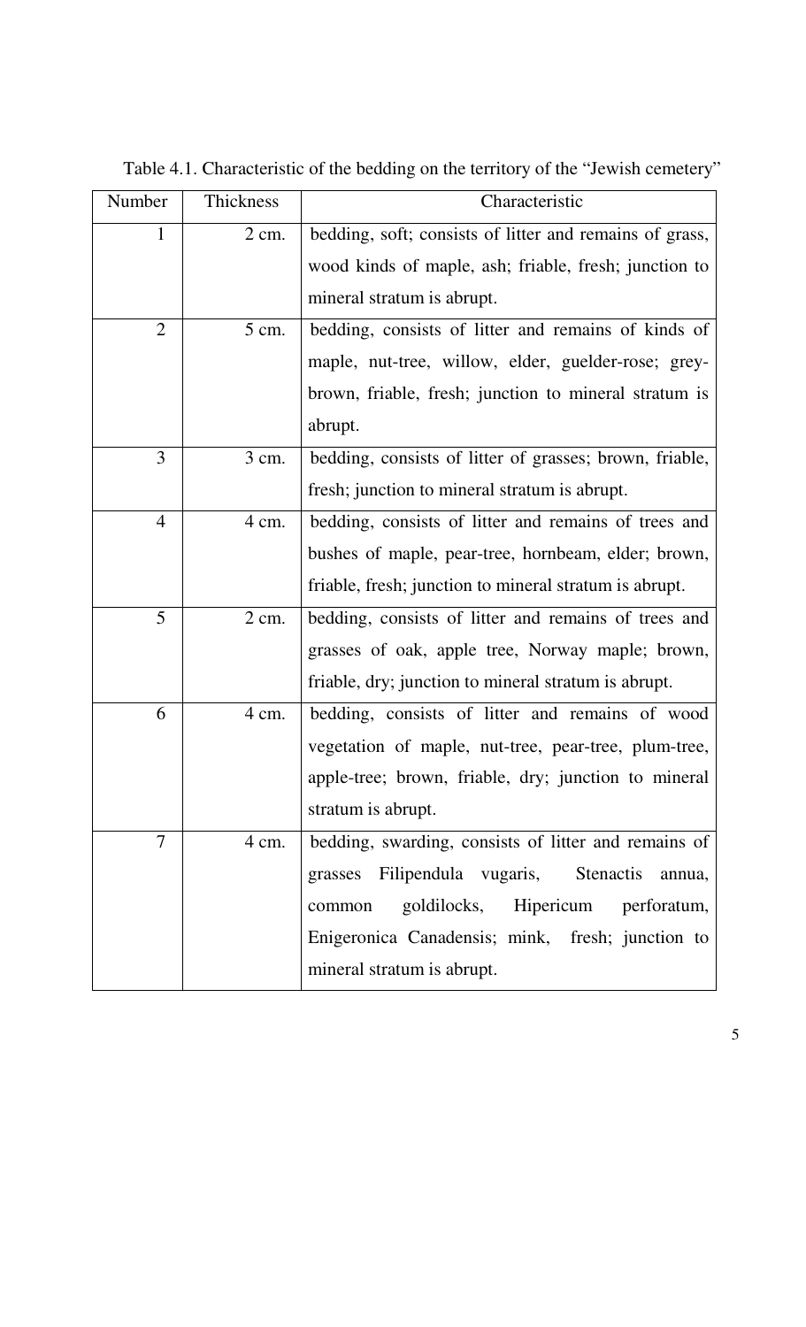Table 4.1. Characteristic of the bedding on the territory of the "Jewish cemetery"

| Number | Thickness | Characteristic |
|---|---|---|
| 1 | 2 cm. | bedding, soft; consists of litter and remains of grass, wood kinds of maple, ash; friable, fresh; junction to mineral stratum is abrupt. |
| 2 | 5 cm. | bedding, consists of litter and remains of kinds of maple, nut-tree, willow, elder, guelder-rose; grey-brown, friable, fresh; junction to mineral stratum is abrupt. |
| 3 | 3 cm. | bedding, consists of litter of grasses; brown, friable, fresh; junction to mineral stratum is abrupt. |
| 4 | 4 cm. | bedding, consists of litter and remains of trees and bushes of maple, pear-tree, hornbeam, elder; brown, friable, fresh; junction to mineral stratum is abrupt. |
| 5 | 2 cm. | bedding, consists of litter and remains of trees and grasses of oak, apple tree, Norway maple; brown, friable, dry; junction to mineral stratum is abrupt. |
| 6 | 4 cm. | bedding, consists of litter and remains of wood vegetation of maple, nut-tree, pear-tree, plum-tree, apple-tree; brown, friable, dry; junction to mineral stratum is abrupt. |
| 7 | 4 cm. | bedding, swarding, consists of litter and remains of grasses Filipendula vugaris, Stenactis annua, common goldilocks, Hipericum perforatum, Enigeronica Canadensis; mink, fresh; junction to mineral stratum is abrupt. |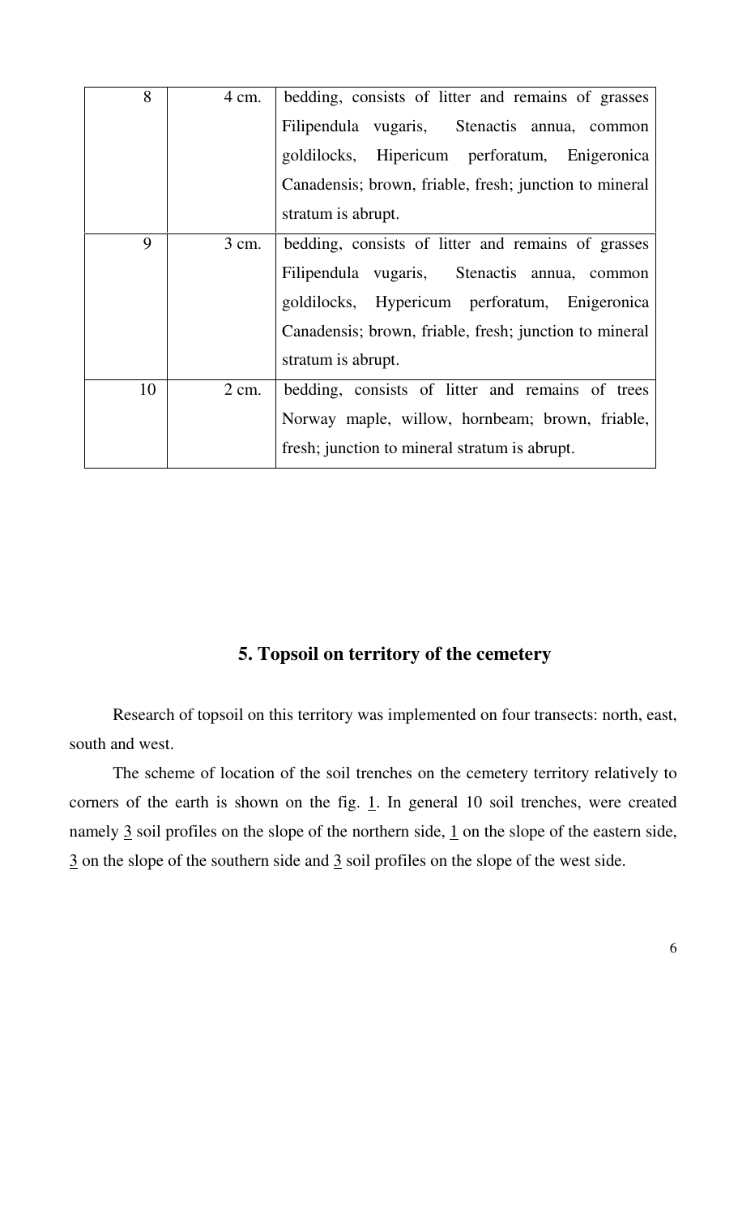| 8 | 4 cm. | bedding, consists of litter and remains of grasses Filipendula vugaris, Stenactis annua, common goldilocks, Hipericum perforatum, Enigeronica Canadensis; brown, friable, fresh; junction to mineral stratum is abrupt. |
|---|---|---|
| 9 | 3 cm. | bedding, consists of litter and remains of grasses Filipendula vugaris, Stenactis annua, common goldilocks, Hypericum perforatum, Enigeronica Canadensis; brown, friable, fresh; junction to mineral stratum is abrupt. |
| 10 | 2 cm. | bedding, consists of litter and remains of trees Norway maple, willow, hornbeam; brown, friable, fresh; junction to mineral stratum is abrupt. |

## 5. Topsoil on territory of the cemetery

Research of topsoil on this territory was implemented on four transects: north, east, south and west.

The scheme of location of the soil trenches on the cemetery territory relatively to corners of the earth is shown on the fig. 1. In general 10 soil trenches, were created namely 3 soil profiles on the slope of the northern side, 1 on the slope of the eastern side, 3 on the slope of the southern side and 3 soil profiles on the slope of the west side.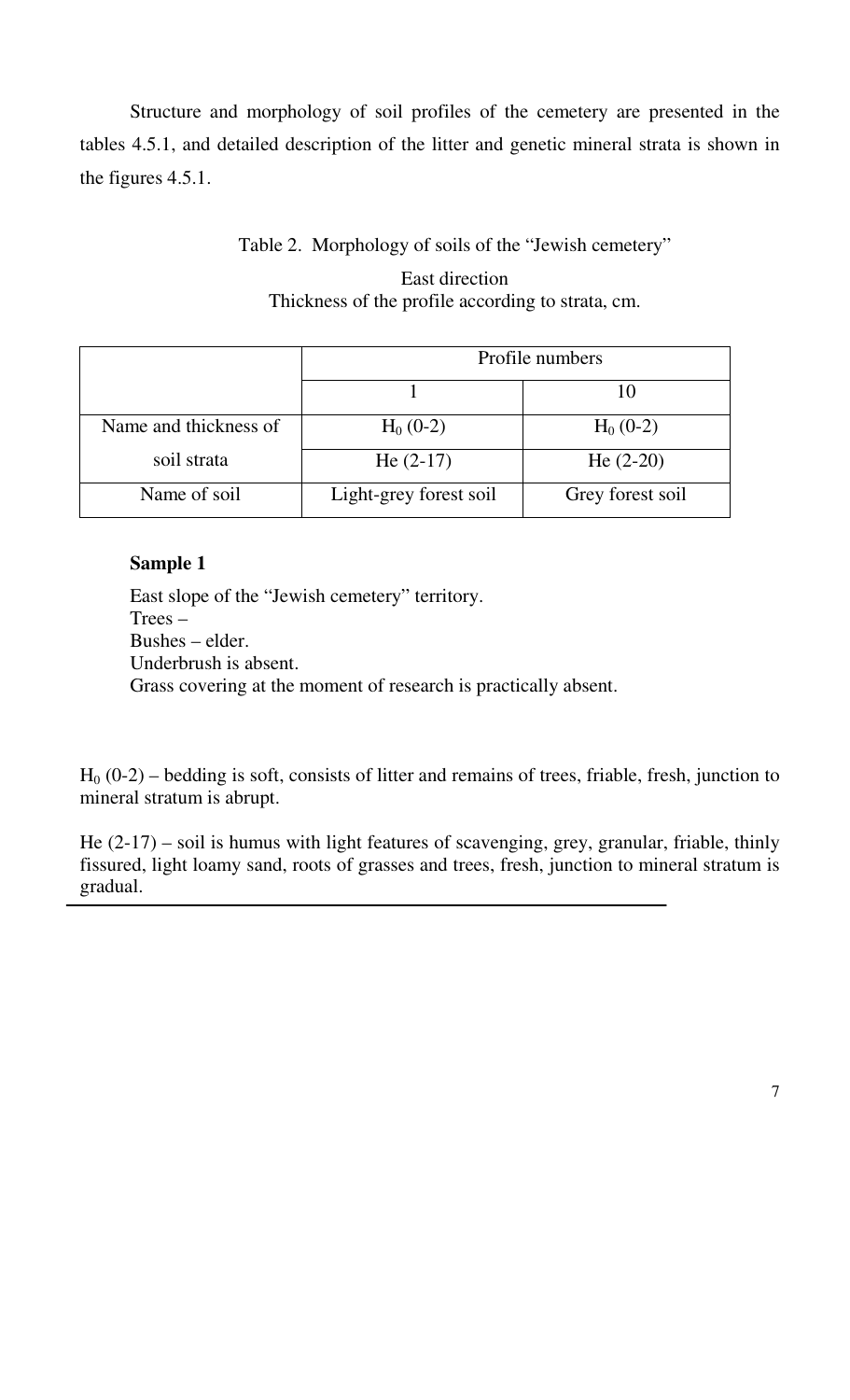Structure and morphology of soil profiles of the cemetery are presented in the tables 4.5.1, and detailed description of the litter and genetic mineral strata is shown in the figures 4.5.1.

Table 2. Morphology of soils of the "Jewish cemetery"

East direction

Thickness of the profile according to strata, cm.

| | Profile numbers | |
|---|---|---|
| | 1 | 10 |
| Name and thickness of soil strata | $H_0$ (0-2) | $H_0$ (0-2) |
| | He (2-17) | He (2-20) |
| Name of soil | Light-grey forest soil | Grey forest soil |

**Sample 1**

East slope of the "Jewish cemetery" territory.
Trees –
Bushes – elder.
Underbrush is absent.
Grass covering at the moment of research is practically absent.

$H_0$ (0-2) – bedding is soft, consists of litter and remains of trees, friable, fresh, junction to mineral stratum is abrupt.

He (2-17) – soil is humus with light features of scavenging, grey, granular, friable, thinly fissured, light loamy sand, roots of grasses and trees, fresh, junction to mineral stratum is gradual.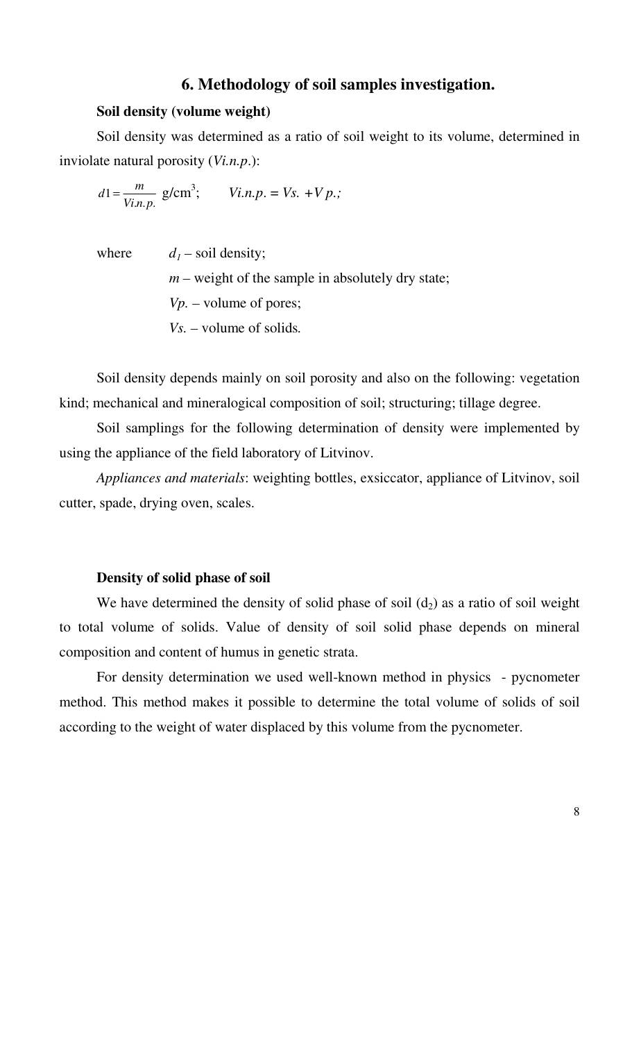## 6. Methodology of soil samples investigation.

**Soil density (volume weight)**

Soil density was determined as a ratio of soil weight to its volume, determined in inviolate natural porosity (*Vi.n.p.*):

$$d1 = \frac{m}{Vi.n.p.} \text{ g/cm}^3; \qquad Vi.n.p. = Vs. + V p.;$$

where $d_1$ – soil density;

$m$ – weight of the sample in absolutely dry state;

*Vp.* – volume of pores;

*Vs.* – volume of solids.

Soil density depends mainly on soil porosity and also on the following: vegetation kind; mechanical and mineralogical composition of soil; structuring; tillage degree.

Soil samplings for the following determination of density were implemented by using the appliance of the field laboratory of Litvinov.

*Appliances and materials*: weighting bottles, exsiccator, appliance of Litvinov, soil cutter, spade, drying oven, scales.

**Density of solid phase of soil**

We have determined the density of solid phase of soil ($d_2$) as a ratio of soil weight to total volume of solids. Value of density of soil solid phase depends on mineral composition and content of humus in genetic strata.

For density determination we used well-known method in physics - pycnometer method. This method makes it possible to determine the total volume of solids of soil according to the weight of water displaced by this volume from the pycnometer.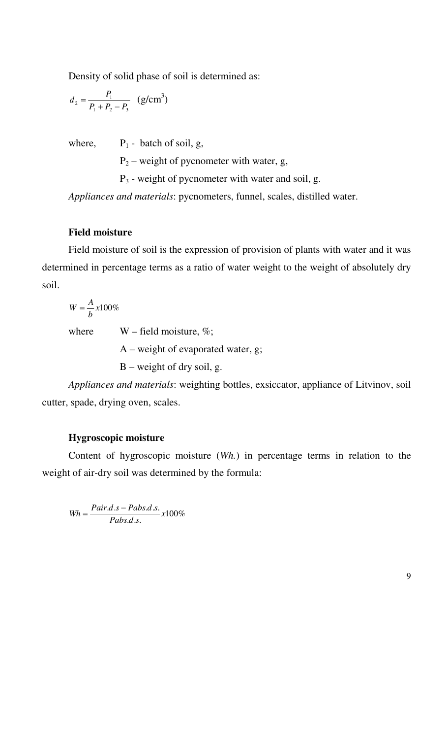Density of solid phase of soil is determined as:

$$d_2 = \frac{P_1}{P_1 + P_2 - P_3} \quad (\text{g/cm}^3)$$

where, $P_1$ - batch of soil, g,

$P_2$ – weight of pycnometer with water, g,

$P_3$ - weight of pycnometer with water and soil, g.

*Appliances and materials*: pycnometers, funnel, scales, distilled water.

**Field moisture**

Field moisture of soil is the expression of provision of plants with water and it was determined in percentage terms as a ratio of water weight to the weight of absolutely dry soil.

$$W = \frac{A}{b} x100\%$$

where W – field moisture, %;

A – weight of evaporated water, g;

B – weight of dry soil, g.

*Appliances and materials*: weighting bottles, exsiccator, appliance of Litvinov, soil cutter, spade, drying oven, scales.

**Hygroscopic moisture**

Content of hygroscopic moisture (*Wh.*) in percentage terms in relation to the weight of air-dry soil was determined by the formula:

$$Wh = \frac{Pair.d.s - Pabs.d.s.}{Pabs.d.s.} x100\%$$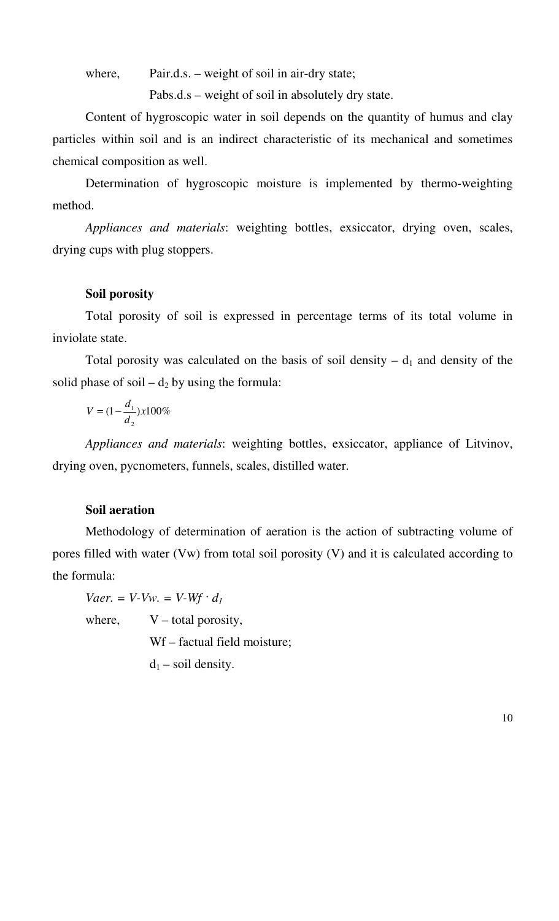where, $P_{air.d.s.}$ – weight of soil in air-dry state;

$P_{abs.d.s}$ – weight of soil in absolutely dry state.

Content of hygroscopic water in soil depends on the quantity of humus and clay particles within soil and is an indirect characteristic of its mechanical and sometimes chemical composition as well.

Determination of hygroscopic moisture is implemented by thermo-weighting method.

*Appliances and materials*: weighting bottles, exsiccator, drying oven, scales, drying cups with plug stoppers.

**Soil porosity**

Total porosity of soil is expressed in percentage terms of its total volume in inviolate state.

Total porosity was calculated on the basis of soil density – $d_1$ and density of the solid phase of soil – $d_2$ by using the formula:

$$V = (1 - \frac{d_1}{d_2})x100\%$$

*Appliances and materials*: weighting bottles, exsiccator, appliance of Litvinov, drying oven, pycnometers, funnels, scales, distilled water.

**Soil aeration**

Methodology of determination of aeration is the action of subtracting volume of pores filled with water (Vw) from total soil porosity (V) and it is calculated according to the formula:

$$V_{aer.} = V - V_{w.} = V - W_f \cdot d_1$$

where, V – total porosity,

$W_f$ – factual field moisture;

$d_1$ – soil density.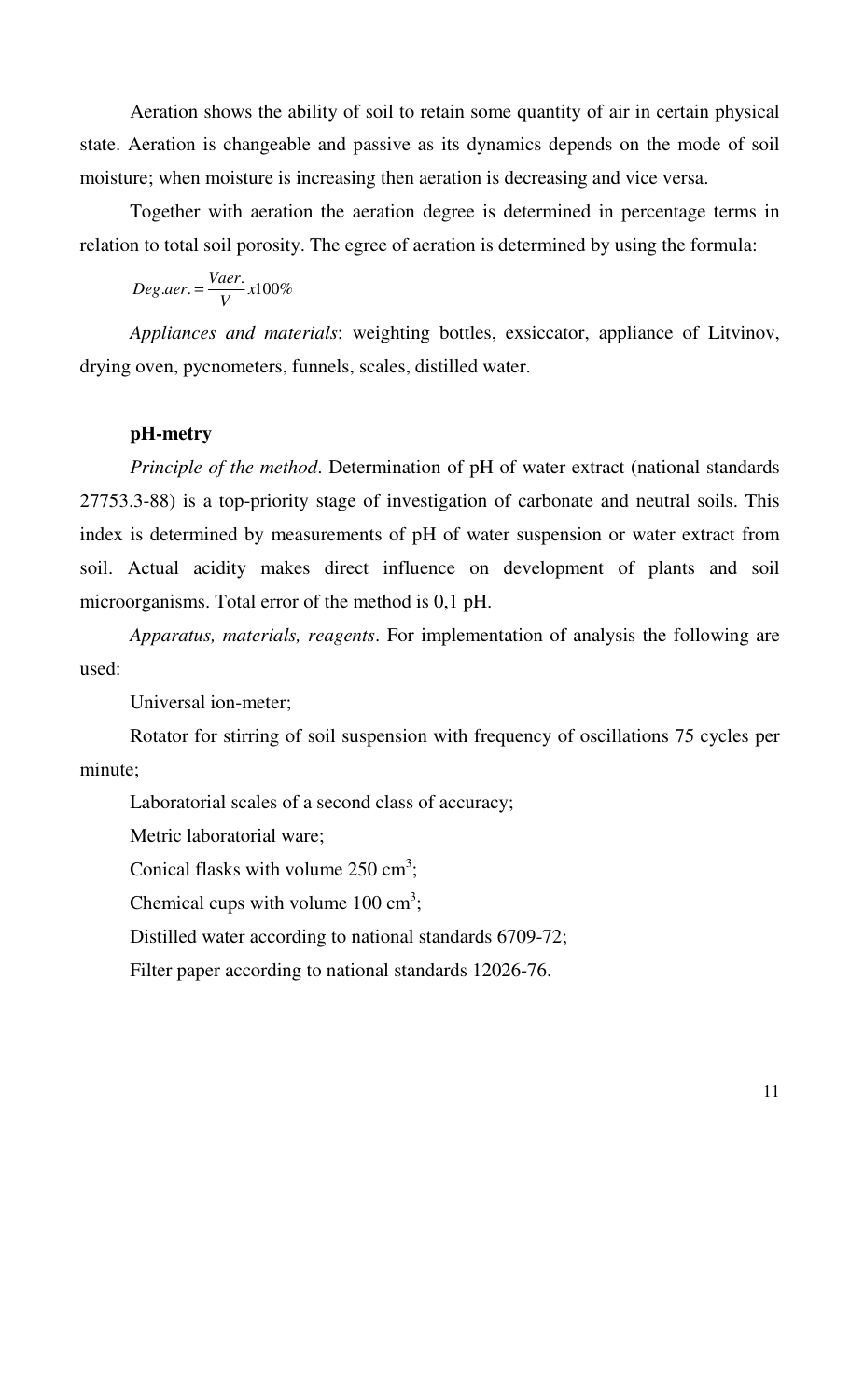Aeration shows the ability of soil to retain some quantity of air in certain physical state. Aeration is changeable and passive as its dynamics depends on the mode of soil moisture; when moisture is increasing then aeration is decreasing and vice versa.

Together with aeration the aeration degree is determined in percentage terms in relation to total soil porosity. The egree of aeration is determined by using the formula:

$$Deg.aer. = \frac{Vaer.}{V} x100\%$$

*Appliances and materials*: weighting bottles, exsiccator, appliance of Litvinov, drying oven, pycnometers, funnels, scales, distilled water.

**pH-metry**

*Principle of the method*. Determination of pH of water extract (national standards 27753.3-88) is a top-priority stage of investigation of carbonate and neutral soils. This index is determined by measurements of pH of water suspension or water extract from soil. Actual acidity makes direct influence on development of plants and soil microorganisms. Total error of the method is 0,1 pH.

*Apparatus, materials, reagents*. For implementation of analysis the following are used:

Universal ion-meter;

Rotator for stirring of soil suspension with frequency of oscillations 75 cycles per minute;

Laboratorial scales of a second class of accuracy;

Metric laboratorial ware;

Conical flasks with volume 250 $cm^3$;

Chemical cups with volume 100 $cm^3$;

Distilled water according to national standards 6709-72;

Filter paper according to national standards 12026-76.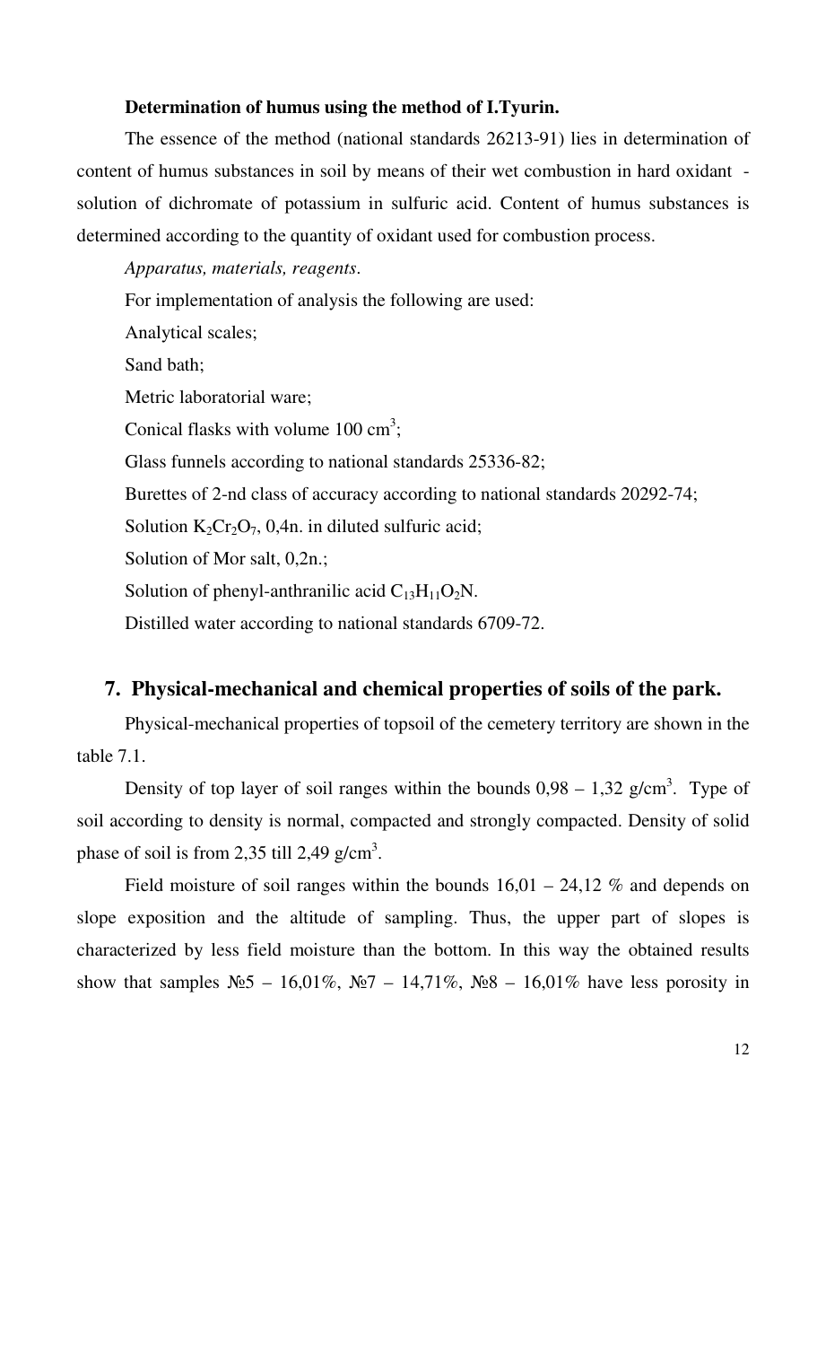**Determination of humus using the method of I.Tyurin.**

The essence of the method (national standards 26213-91) lies in determination of content of humus substances in soil by means of their wet combustion in hard oxidant - solution of dichromate of potassium in sulfuric acid. Content of humus substances is determined according to the quantity of oxidant used for combustion process.

*Apparatus, materials, reagents.*

For implementation of analysis the following are used:

Analytical scales;

Sand bath;

Metric laboratorial ware;

Conical flasks with volume 100 cm$^3$;

Glass funnels according to national standards 25336-82;

Burettes of 2-nd class of accuracy according to national standards 20292-74;

Solution $K_2Cr_2O_7$, 0,4n. in diluted sulfuric acid;

Solution of Mor salt, 0,2n.;

Solution of phenyl-anthranilic acid $C_{13}H_{11}O_2N$.

Distilled water according to national standards 6709-72.

## 7. Physical-mechanical and chemical properties of soils of the park.

Physical-mechanical properties of topsoil of the cemetery territory are shown in the table 7.1.

Density of top layer of soil ranges within the bounds 0,98 – 1,32 g/cm$^3$. Type of soil according to density is normal, compacted and strongly compacted. Density of solid phase of soil is from 2,35 till 2,49 g/cm$^3$.

Field moisture of soil ranges within the bounds 16,01 – 24,12 % and depends on slope exposition and the altitude of sampling. Thus, the upper part of slopes is characterized by less field moisture than the bottom. In this way the obtained results show that samples №5 – 16,01%, №7 – 14,71%, №8 – 16,01% have less porosity in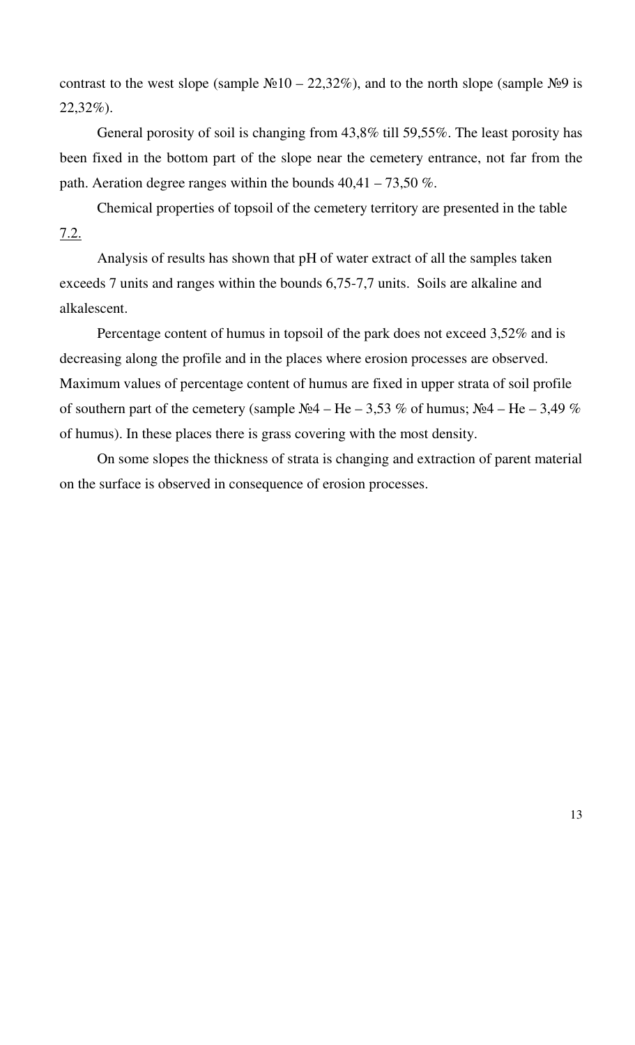contrast to the west slope (sample №10 – 22,32%), and to the north slope (sample №9 is 22,32%).

General porosity of soil is changing from 43,8% till 59,55%. The least porosity has been fixed in the bottom part of the slope near the cemetery entrance, not far from the path. Aeration degree ranges within the bounds 40,41 – 73,50 %.

Chemical properties of topsoil of the cemetery territory are presented in the table 7.2.

Analysis of results has shown that pH of water extract of all the samples taken exceeds 7 units and ranges within the bounds 6,75-7,7 units. Soils are alkaline and alkalescent.

Percentage content of humus in topsoil of the park does not exceed 3,52% and is decreasing along the profile and in the places where erosion processes are observed. Maximum values of percentage content of humus are fixed in upper strata of soil profile of southern part of the cemetery (sample №4 – He – 3,53 % of humus; №4 – He – 3,49 % of humus). In these places there is grass covering with the most density.

On some slopes the thickness of strata is changing and extraction of parent material on the surface is observed in consequence of erosion processes.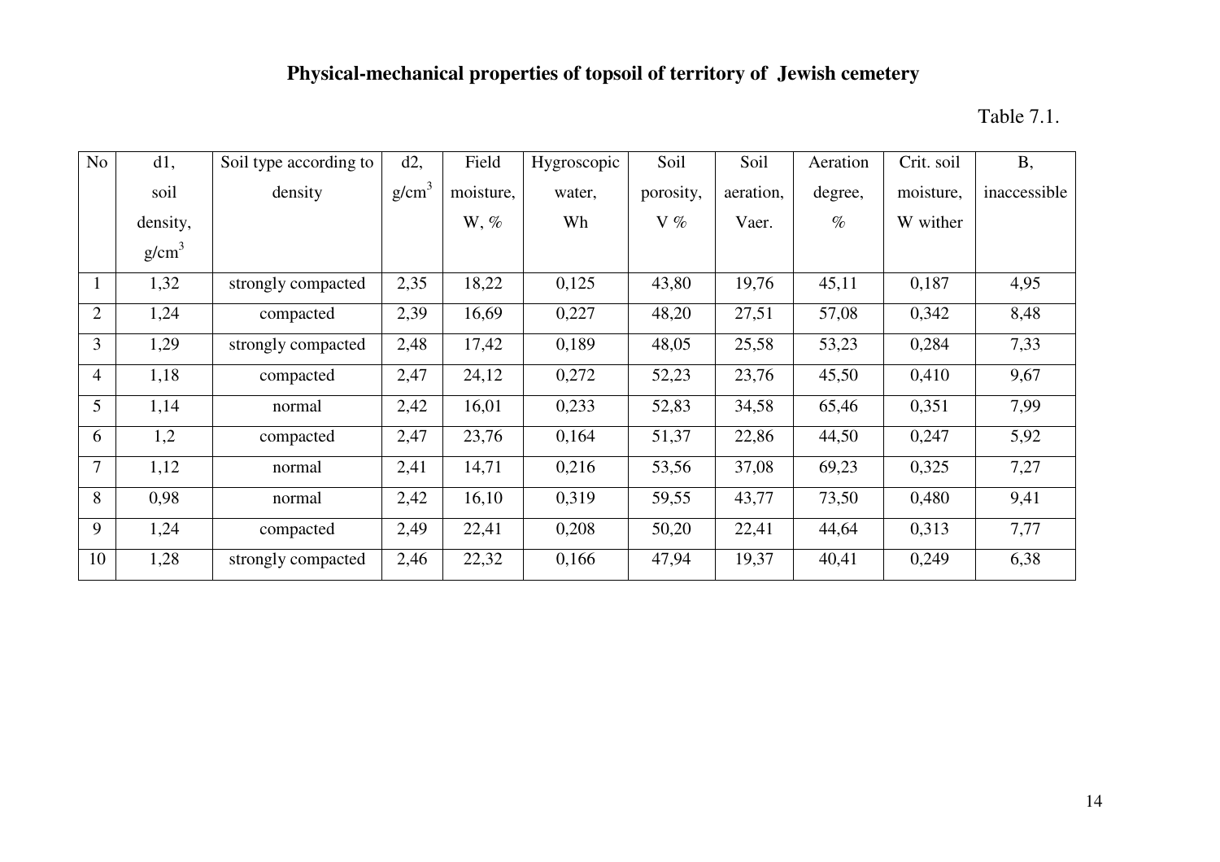## Physical-mechanical properties of topsoil of territory of Jewish cemetery

Table 7.1.

| No | d1, soil density, g/cm$^3$ | Soil type according to density | d2, g/cm$^3$ | Field moisture, W, % | Hygroscopic water, Wh | Soil porosity, V % | Soil aeration, Vaer. | Aeration degree, % | Crit. soil moisture, W wither | B, inaccessible |
|---|---|---|---|---|---|---|---|---|---|---|
| 1 | 1,32 | strongly compacted | 2,35 | 18,22 | 0,125 | 43,80 | 19,76 | 45,11 | 0,187 | 4,95 |
| 2 | 1,24 | compacted | 2,39 | 16,69 | 0,227 | 48,20 | 27,51 | 57,08 | 0,342 | 8,48 |
| 3 | 1,29 | strongly compacted | 2,48 | 17,42 | 0,189 | 48,05 | 25,58 | 53,23 | 0,284 | 7,33 |
| 4 | 1,18 | compacted | 2,47 | 24,12 | 0,272 | 52,23 | 23,76 | 45,50 | 0,410 | 9,67 |
| 5 | 1,14 | normal | 2,42 | 16,01 | 0,233 | 52,83 | 34,58 | 65,46 | 0,351 | 7,99 |
| 6 | 1,2 | compacted | 2,47 | 23,76 | 0,164 | 51,37 | 22,86 | 44,50 | 0,247 | 5,92 |
| 7 | 1,12 | normal | 2,41 | 14,71 | 0,216 | 53,56 | 37,08 | 69,23 | 0,325 | 7,27 |
| 8 | 0,98 | normal | 2,42 | 16,10 | 0,319 | 59,55 | 43,77 | 73,50 | 0,480 | 9,41 |
| 9 | 1,24 | compacted | 2,49 | 22,41 | 0,208 | 50,20 | 22,41 | 44,64 | 0,313 | 7,77 |
| 10 | 1,28 | strongly compacted | 2,46 | 22,32 | 0,166 | 47,94 | 19,37 | 40,41 | 0,249 | 6,38 |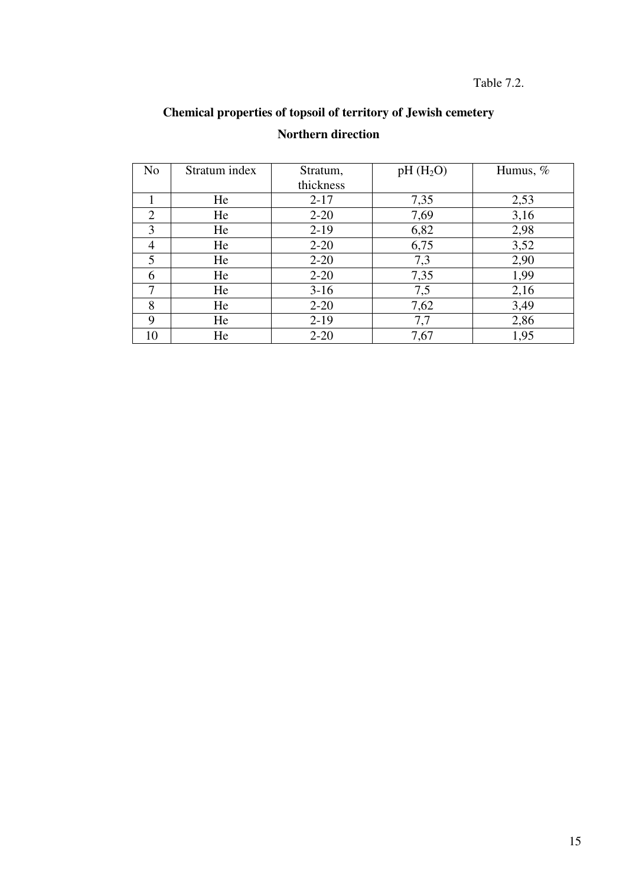Table 7.2.

**Chemical properties of topsoil of territory of Jewish cemetery**

**Northern direction**

| No | Stratum index | Stratum, thickness | pH ($H_2O$) | Humus, % |
|---|---|---|---|---|
| 1 | He | 2-17 | 7,35 | 2,53 |
| 2 | He | 2-20 | 7,69 | 3,16 |
| 3 | He | 2-19 | 6,82 | 2,98 |
| 4 | He | 2-20 | 6,75 | 3,52 |
| 5 | He | 2-20 | 7,3 | 2,90 |
| 6 | He | 2-20 | 7,35 | 1,99 |
| 7 | He | 3-16 | 7,5 | 2,16 |
| 8 | He | 2-20 | 7,62 | 3,49 |
| 9 | He | 2-19 | 7,7 | 2,86 |
| 10 | He | 2-20 | 7,67 | 1,95 |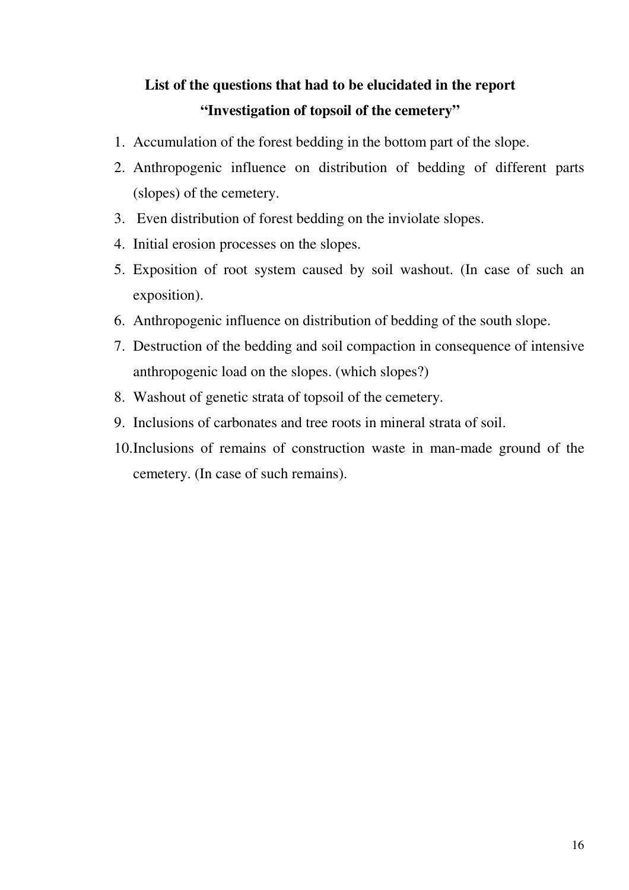# List of the questions that had to be elucidated in the report "Investigation of topsoil of the cemetery"

1. Accumulation of the forest bedding in the bottom part of the slope.
2. Anthropogenic influence on distribution of bedding of different parts (slopes) of the cemetery.
3. Even distribution of forest bedding on the inviolate slopes.
4. Initial erosion processes on the slopes.
5. Exposition of root system caused by soil washout. (In case of such an exposition).
6. Anthropogenic influence on distribution of bedding of the south slope.
7. Destruction of the bedding and soil compaction in consequence of intensive anthropogenic load on the slopes. (which slopes?)
8. Washout of genetic strata of topsoil of the cemetery.
9. Inclusions of carbonates and tree roots in mineral strata of soil.
10. Inclusions of remains of construction waste in man-made ground of the cemetery. (In case of such remains).